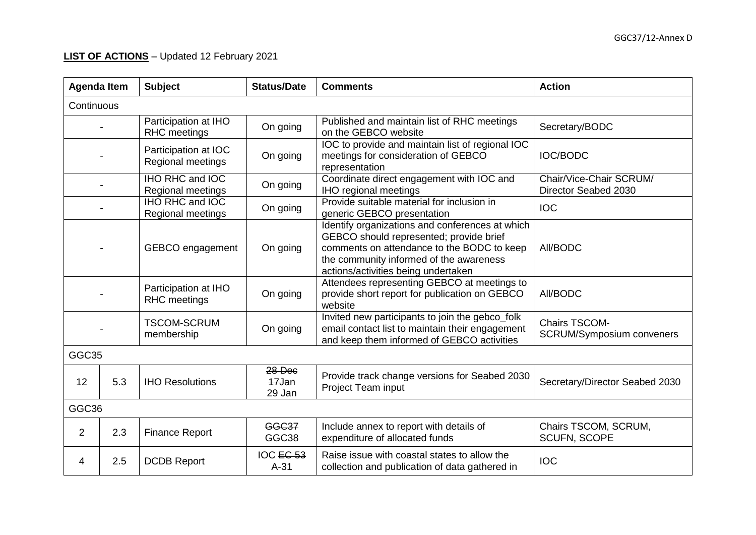**LIST OF ACTIONS** – Updated 12 February 2021

| Agenda Item | | Subject | Status/Date | Comments | Action |
|---|---|---|---|---|---|
| Continuous | | | | | |
| - | | Participation at IHO RHC meetings | On going | Published and maintain list of RHC meetings on the GEBCO website | Secretary/BODC |
| - | | Participation at IOC Regional meetings | On going | IOC to provide and maintain list of regional IOC meetings for consideration of GEBCO representation | IOC/BODC |
| - | | IHO RHC and IOC Regional meetings | On going | Coordinate direct engagement with IOC and IHO regional meetings | Chair/Vice-Chair SCRUM/ Director Seabed 2030 |
| - | | IHO RHC and IOC Regional meetings | On going | Provide suitable material for inclusion in generic GEBCO presentation | IOC |
| - | | GEBCO engagement | On going | Identify organizations and conferences at which GEBCO should represented; provide brief comments on attendance to the BODC to keep the community informed of the awareness actions/activities being undertaken | All/BODC |
| - | | Participation at IHO RHC meetings | On going | Attendees representing GEBCO at meetings to provide short report for publication on GEBCO website | All/BODC |
| - | | TSCOM-SCRUM membership | On going | Invited new participants to join the gebco_folk email contact list to maintain their engagement and keep them informed of GEBCO activities | Chairs TSCOM-SCRUM/Symposium conveners |
| GGC35 | | | | | |
| 12 | 5.3 | IHO Resolutions | ~~28 Dec~~ ~~17Jan~~ 29 Jan | Provide track change versions for Seabed 2030 Project Team input | Secretary/Director Seabed 2030 |
| GGC36 | | | | | |
| 2 | 2.3 | Finance Report | ~~GGC37~~ GGC38 | Include annex to report with details of expenditure of allocated funds | Chairs TSCOM, SCRUM, SCUFN, SCOPE |
| 4 | 2.5 | DCDB Report | IOC ~~EC 53~~ A-31 | Raise issue with coastal states to allow the collection and publication of data gathered in | IOC |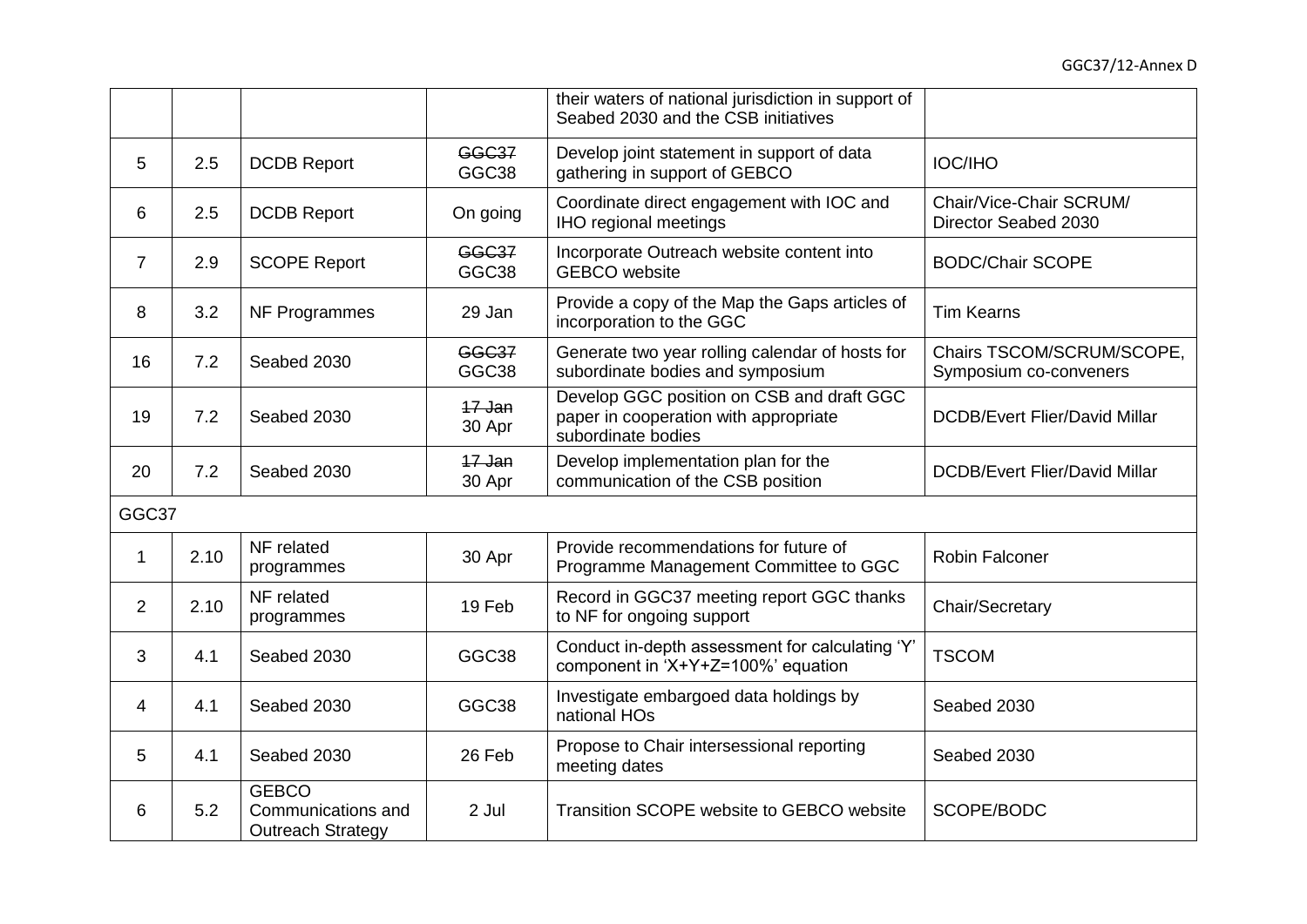| | | | | their waters of national jurisdiction in support of Seabed 2030 and the CSB initiatives | |
|---|---|---|---|---|---|
| 5 | 2.5 | DCDB Report | ~~GGC37~~ GGC38 | Develop joint statement in support of data gathering in support of GEBCO | IOC/IHO |
| 6 | 2.5 | DCDB Report | On going | Coordinate direct engagement with IOC and IHO regional meetings | Chair/Vice-Chair SCRUM/ Director Seabed 2030 |
| 7 | 2.9 | SCOPE Report | ~~GGC37~~ GGC38 | Incorporate Outreach website content into GEBCO website | BODC/Chair SCOPE |
| 8 | 3.2 | NF Programmes | 29 Jan | Provide a copy of the Map the Gaps articles of incorporation to the GGC | Tim Kearns |
| 16 | 7.2 | Seabed 2030 | ~~GGC37~~ GGC38 | Generate two year rolling calendar of hosts for subordinate bodies and symposium | Chairs TSCOM/SCRUM/SCOPE, Symposium co-conveners |
| 19 | 7.2 | Seabed 2030 | ~~17 Jan~~ 30 Apr | Develop GGC position on CSB and draft GGC paper in cooperation with appropriate subordinate bodies | DCDB/Evert Flier/David Millar |
| 20 | 7.2 | Seabed 2030 | ~~17 Jan~~ 30 Apr | Develop implementation plan for the communication of the CSB position | DCDB/Evert Flier/David Millar |
| GGC37 | | | | | |
| 1 | 2.10 | NF related programmes | 30 Apr | Provide recommendations for future of Programme Management Committee to GGC | Robin Falconer |
| 2 | 2.10 | NF related programmes | 19 Feb | Record in GGC37 meeting report GGC thanks to NF for ongoing support | Chair/Secretary |
| 3 | 4.1 | Seabed 2030 | GGC38 | Conduct in-depth assessment for calculating 'Y' component in 'X+Y+Z=100%' equation | TSCOM |
| 4 | 4.1 | Seabed 2030 | GGC38 | Investigate embargoed data holdings by national HOs | Seabed 2030 |
| 5 | 4.1 | Seabed 2030 | 26 Feb | Propose to Chair intersessional reporting meeting dates | Seabed 2030 |
| 6 | 5.2 | GEBCO Communications and Outreach Strategy | 2 Jul | Transition SCOPE website to GEBCO website | SCOPE/BODC |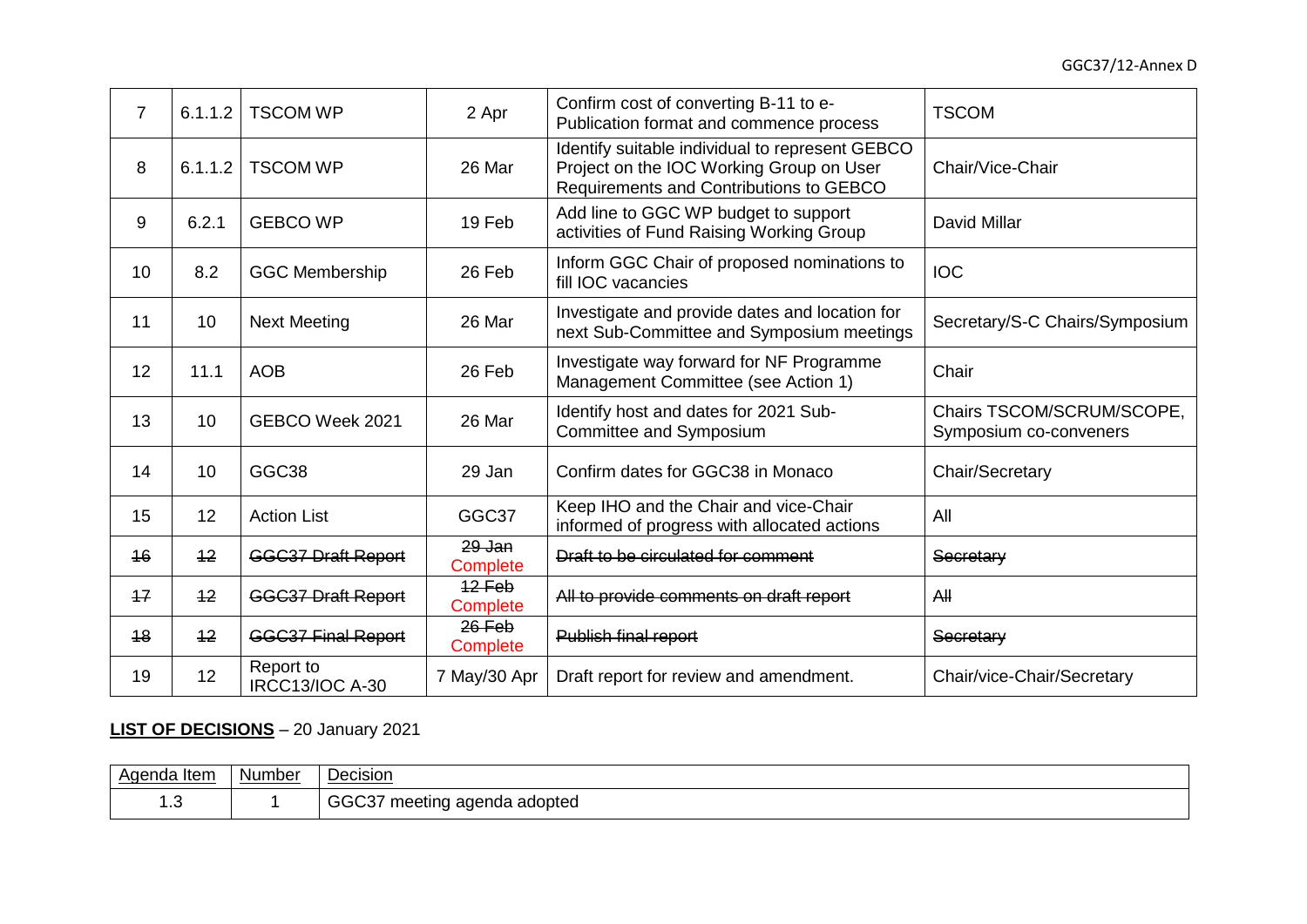| 7 | 6.1.1.2 | TSCOM WP | 2 Apr | Confirm cost of converting B-11 to e-Publication format and commence process | TSCOM |
|---|---|---|---|---|---|
| 8 | 6.1.1.2 | TSCOM WP | 26 Mar | Identify suitable individual to represent GEBCO Project on the IOC Working Group on User Requirements and Contributions to GEBCO | Chair/Vice-Chair |
| 9 | 6.2.1 | GEBCO WP | 19 Feb | Add line to GGC WP budget to support activities of Fund Raising Working Group | David Millar |
| 10 | 8.2 | GGC Membership | 26 Feb | Inform GGC Chair of proposed nominations to fill IOC vacancies | IOC |
| 11 | 10 | Next Meeting | 26 Mar | Investigate and provide dates and location for next Sub-Committee and Symposium meetings | Secretary/S-C Chairs/Symposium |
| 12 | 11.1 | AOB | 26 Feb | Investigate way forward for NF Programme Management Committee (see Action 1) | Chair |
| 13 | 10 | GEBCO Week 2021 | 26 Mar | Identify host and dates for 2021 Sub-Committee and Symposium | Chairs TSCOM/SCRUM/SCOPE, Symposium co-conveners |
| 14 | 10 | GGC38 | 29 Jan | Confirm dates for GGC38 in Monaco | Chair/Secretary |
| 15 | 12 | Action List | GGC37 | Keep IHO and the Chair and vice-Chair informed of progress with allocated actions | All |
| ~~16~~ | ~~12~~ | ~~GGC37 Draft Report~~ | ~~29 Jan~~ Complete | ~~Draft to be circulated for comment~~ | ~~Secretary~~ |
| ~~17~~ | ~~12~~ | ~~GGC37 Draft Report~~ | ~~12 Feb~~ Complete | ~~All to provide comments on draft report~~ | ~~All~~ |
| ~~18~~ | ~~12~~ | ~~GGC37 Final Report~~ | ~~26 Feb~~ Complete | ~~Publish final report~~ | ~~Secretary~~ |
| 19 | 12 | Report to IRCC13/IOC A-30 | 7 May/30 Apr | Draft report for review and amendment. | Chair/vice-Chair/Secretary |

**LIST OF DECISIONS** – 20 January 2021

| Agenda Item | Number | Decision |
|---|---|---|
| 1.3 | 1 | GGC37 meeting agenda adopted |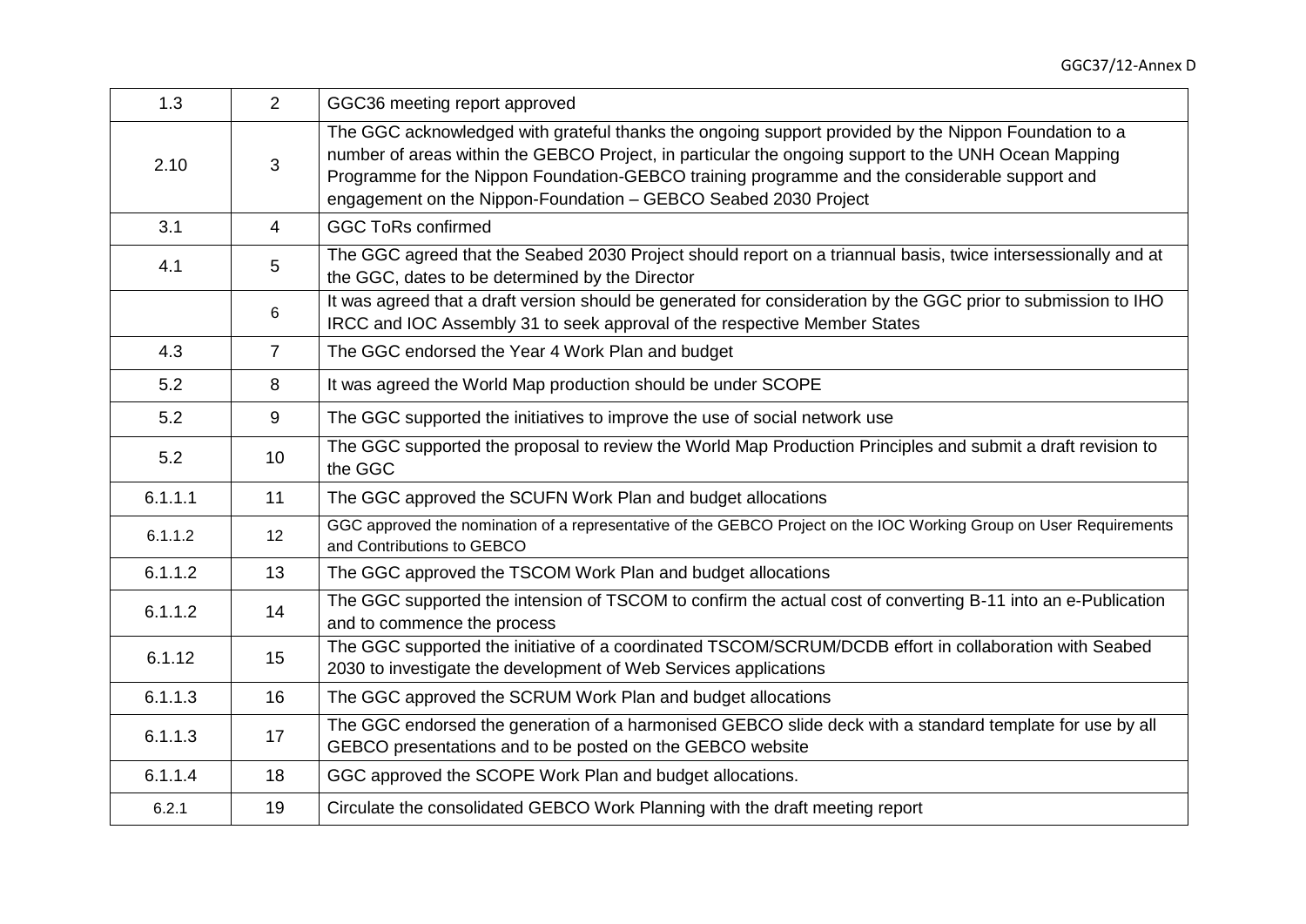| | | |
|---|---|---|
| 1.3 | 2 | GGC36 meeting report approved |
| 2.10 | 3 | The GGC acknowledged with grateful thanks the ongoing support provided by the Nippon Foundation to a number of areas within the GEBCO Project, in particular the ongoing support to the UNH Ocean Mapping Programme for the Nippon Foundation-GEBCO training programme and the considerable support and engagement on the Nippon-Foundation – GEBCO Seabed 2030 Project |
| 3.1 | 4 | GGC ToRs confirmed |
| 4.1 | 5 | The GGC agreed that the Seabed 2030 Project should report on a triannual basis, twice intersessionally and at the GGC, dates to be determined by the Director |
| | 6 | It was agreed that a draft version should be generated for consideration by the GGC prior to submission to IHO IRCC and IOC Assembly 31 to seek approval of the respective Member States |
| 4.3 | 7 | The GGC endorsed the Year 4 Work Plan and budget |
| 5.2 | 8 | It was agreed the World Map production should be under SCOPE |
| 5.2 | 9 | The GGC supported the initiatives to improve the use of social network use |
| 5.2 | 10 | The GGC supported the proposal to review the World Map Production Principles and submit a draft revision to the GGC |
| 6.1.1.1 | 11 | The GGC approved the SCUFN Work Plan and budget allocations |
| 6.1.1.2 | 12 | GGC approved the nomination of a representative of the GEBCO Project on the IOC Working Group on User Requirements and Contributions to GEBCO |
| 6.1.1.2 | 13 | The GGC approved the TSCOM Work Plan and budget allocations |
| 6.1.1.2 | 14 | The GGC supported the intension of TSCOM to confirm the actual cost of converting B-11 into an e-Publication and to commence the process |
| 6.1.12 | 15 | The GGC supported the initiative of a coordinated TSCOM/SCRUM/DCDB effort in collaboration with Seabed 2030 to investigate the development of Web Services applications |
| 6.1.1.3 | 16 | The GGC approved the SCRUM Work Plan and budget allocations |
| 6.1.1.3 | 17 | The GGC endorsed the generation of a harmonised GEBCO slide deck with a standard template for use by all GEBCO presentations and to be posted on the GEBCO website |
| 6.1.1.4 | 18 | GGC approved the SCOPE Work Plan and budget allocations. |
| 6.2.1 | 19 | Circulate the consolidated GEBCO Work Planning with the draft meeting report |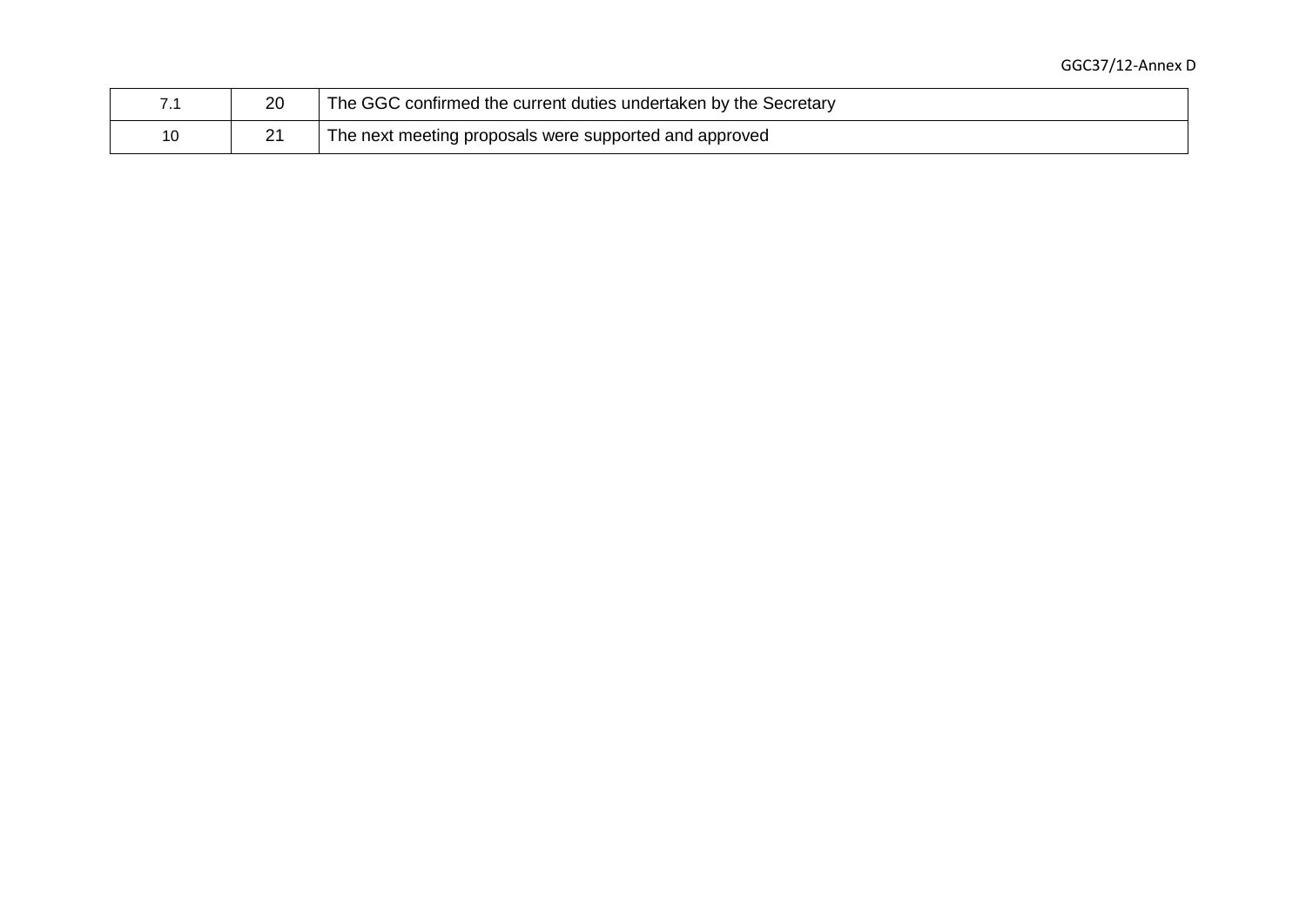| | | |
|---|---|---|
| 7.1 | 20 | The GGC confirmed the current duties undertaken by the Secretary |
| 10 | 21 | The next meeting proposals were supported and approved |